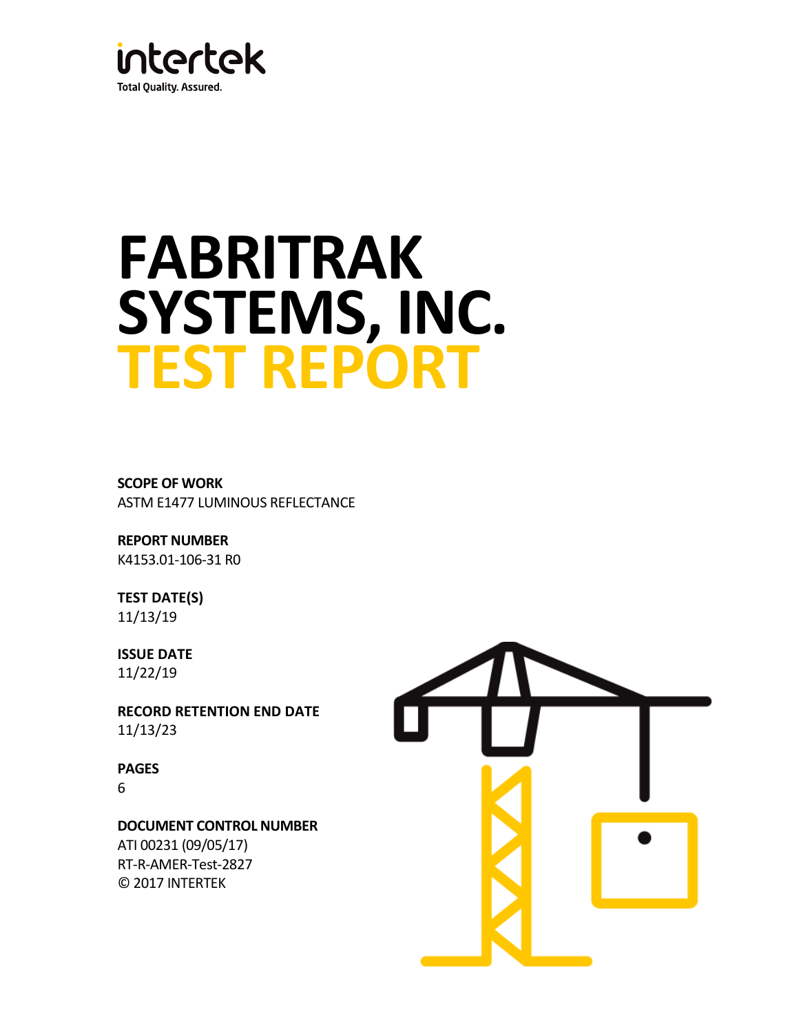intertek

Total Quality. Assured.

# FABRITRAK SYSTEMS, INC. TEST REPORT

**SCOPE OF WORK**
ASTM E1477 LUMINOUS REFLECTANCE

**REPORT NUMBER**
K4153.01-106-31 R0

**TEST DATE(S)**
11/13/19

**ISSUE DATE**
11/22/19

**RECORD RETENTION END DATE**
11/13/23

**PAGES**
6

**DOCUMENT CONTROL NUMBER**
ATI 00231 (09/05/17)
RT-R-AMER-Test-2827
© 2017 INTERTEK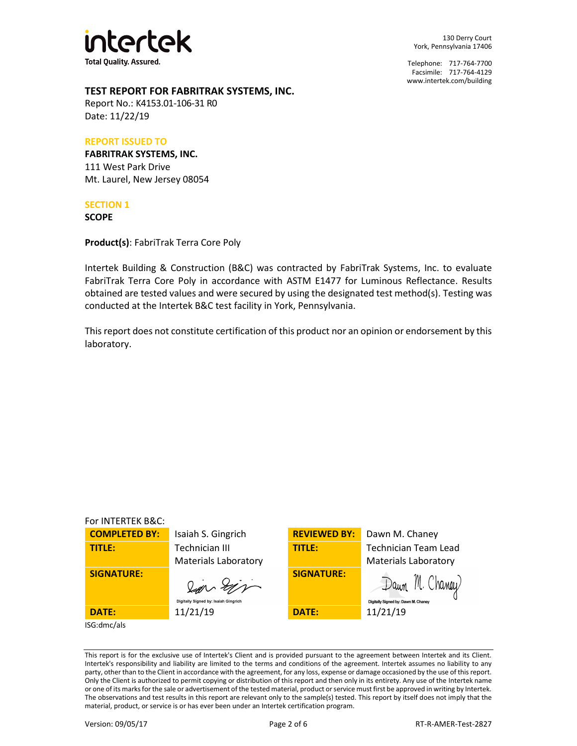intertek

Total Quality. Assured.

130 Derry Court
York, Pennsylvania 17406

Telephone: 717-764-7700
Facsimile: 717-764-4129
www.intertek.com/building

## TEST REPORT FOR FABRITRAK SYSTEMS, INC.

Report No.: K4153.01-106-31 R0
Date: 11/22/19

### REPORT ISSUED TO

**FABRITRAK SYSTEMS, INC.**
111 West Park Drive
Mt. Laurel, New Jersey 08054

### SECTION 1

**SCOPE**

**Product(s)**: FabriTrak Terra Core Poly

Intertek Building & Construction (B&C) was contracted by FabriTrak Systems, Inc. to evaluate FabriTrak Terra Core Poly in accordance with ASTM E1477 for Luminous Reflectance. Results obtained are tested values and were secured by using the designated test method(s). Testing was conducted at the Intertek B&C test facility in York, Pennsylvania.

This report does not constitute certification of this product nor an opinion or endorsement by this laboratory.

For INTERTEK B&C:

| | | | |
|---|---|---|---|
| **COMPLETED BY:** | Isaiah S. Gingrich | **REVIEWED BY:** | Dawn M. Chaney |
| **TITLE:** | Technician III<br>Materials Laboratory | **TITLE:** | Technician Team Lead<br>Materials Laboratory |
| **SIGNATURE:** | Digitally Signed by: Isaiah Gingrich | **SIGNATURE:** | Digitally Signed by: Dawn M. Chaney |
| **DATE:** | 11/21/19 | **DATE:** | 11/21/19 |

ISG:dmc/als

This report is for the exclusive use of Intertek's Client and is provided pursuant to the agreement between Intertek and its Client. Intertek's responsibility and liability are limited to the terms and conditions of the agreement. Intertek assumes no liability to any party, other than to the Client in accordance with the agreement, for any loss, expense or damage occasioned by the use of this report. Only the Client is authorized to permit copying or distribution of this report and then only in its entirety. Any use of the Intertek name or one of its marks for the sale or advertisement of the tested material, product or service must first be approved in writing by Intertek. The observations and test results in this report are relevant only to the sample(s) tested. This report by itself does not imply that the material, product, or service is or has ever been under an Intertek certification program.

Version: 09/05/17 RT-R-AMER-Test-2827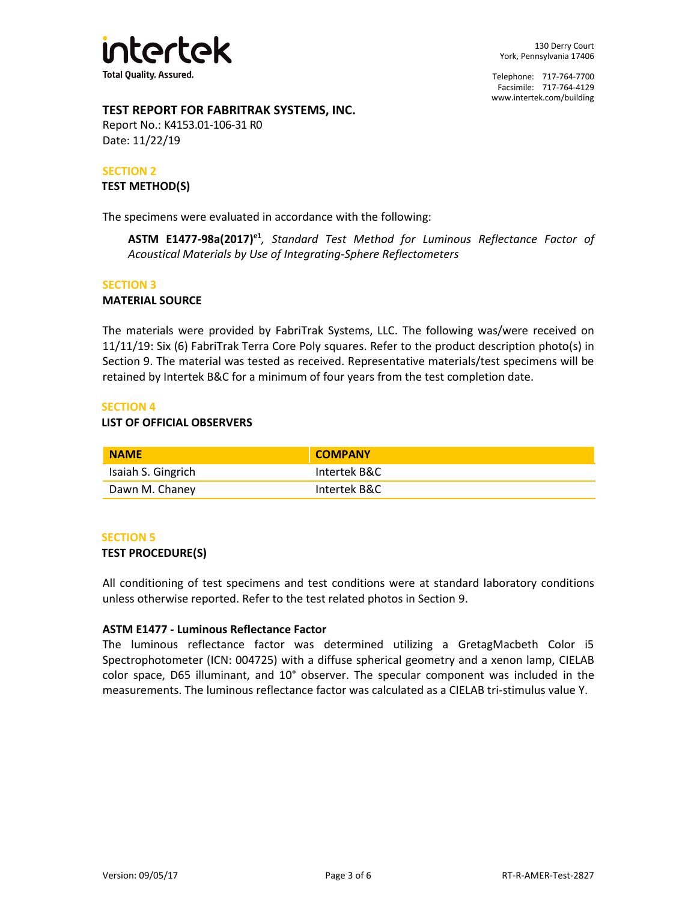**TEST REPORT FOR FABRITRAK SYSTEMS, INC.**
Report No.: K4153.01-106-31 R0
Date: 11/22/19

## SECTION 2
### TEST METHOD(S)

The specimens were evaluated in accordance with the following:

> **ASTM E1477-98a(2017)**[e1], *Standard Test Method for Luminous Reflectance Factor of Acoustical Materials by Use of Integrating-Sphere Reflectometers*

## SECTION 3
### MATERIAL SOURCE

The materials were provided by FabriTrak Systems, LLC. The following was/were received on 11/11/19: Six (6) FabriTrak Terra Core Poly squares. Refer to the product description photo(s) in Section 9. The material was tested as received. Representative materials/test specimens will be retained by Intertek B&C for a minimum of four years from the test completion date.

## SECTION 4
### LIST OF OFFICIAL OBSERVERS

| NAME | COMPANY |
|---|---|
| Isaiah S. Gingrich | Intertek B&C |
| Dawn M. Chaney | Intertek B&C |

## SECTION 5
### TEST PROCEDURE(S)

All conditioning of test specimens and test conditions were at standard laboratory conditions unless otherwise reported. Refer to the test related photos in Section 9.

**ASTM E1477 - Luminous Reflectance Factor**
The luminous reflectance factor was determined utilizing a GretagMacbeth Color i5 Spectrophotometer (ICN: 004725) with a diffuse spherical geometry and a xenon lamp, CIELAB color space, D65 illuminant, and 10° observer. The specular component was included in the measurements. The luminous reflectance factor was calculated as a CIELAB tri-stimulus value Y.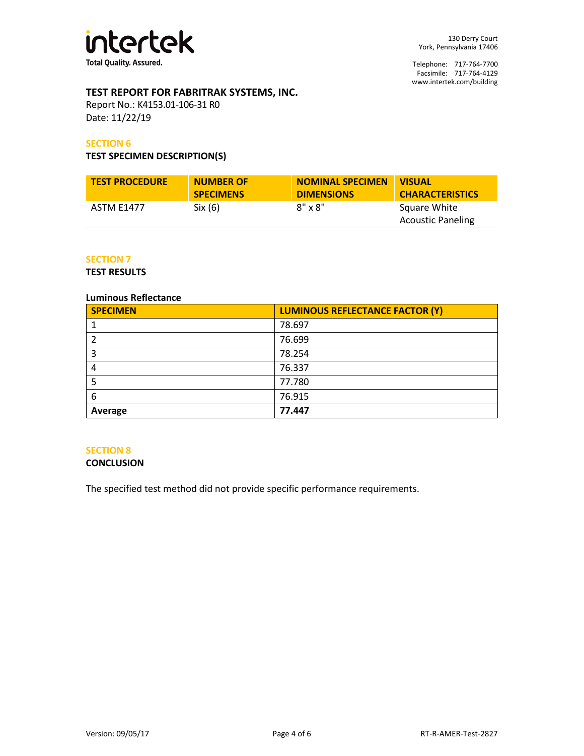## TEST REPORT FOR FABRITRAK SYSTEMS, INC.

Report No.: K4153.01-106-31 R0
Date: 11/22/19

### SECTION 6

**TEST SPECIMEN DESCRIPTION(S)**

| TEST PROCEDURE | NUMBER OF SPECIMENS | NOMINAL SPECIMEN DIMENSIONS | VISUAL CHARACTERISTICS |
| --- | --- | --- | --- |
| ASTM E1477 | Six (6) | 8" x 8" | Square White Acoustic Paneling |

### SECTION 7

**TEST RESULTS**

**Luminous Reflectance**

| SPECIMEN | LUMINOUS REFLECTANCE FACTOR (Y) |
| --- | --- |
| 1 | 78.697 |
| 2 | 76.699 |
| 3 | 78.254 |
| 4 | 76.337 |
| 5 | 77.780 |
| 6 | 76.915 |
| **Average** | **77.447** |

### SECTION 8

**CONCLUSION**

The specified test method did not provide specific performance requirements.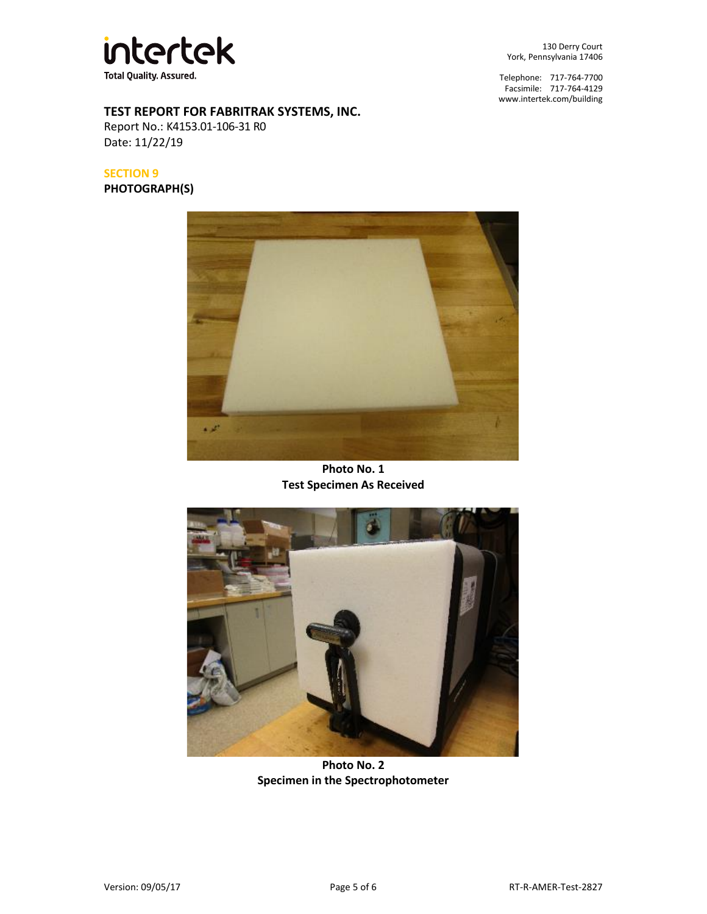**TEST REPORT FOR FABRITRAK SYSTEMS, INC.**
Report No.: K4153.01-106-31 R0
Date: 11/22/19

## SECTION 9
**PHOTOGRAPH(S)**

**Photo No. 1**
**Test Specimen As Received**

**Photo No. 2**
**Specimen in the Spectrophotometer**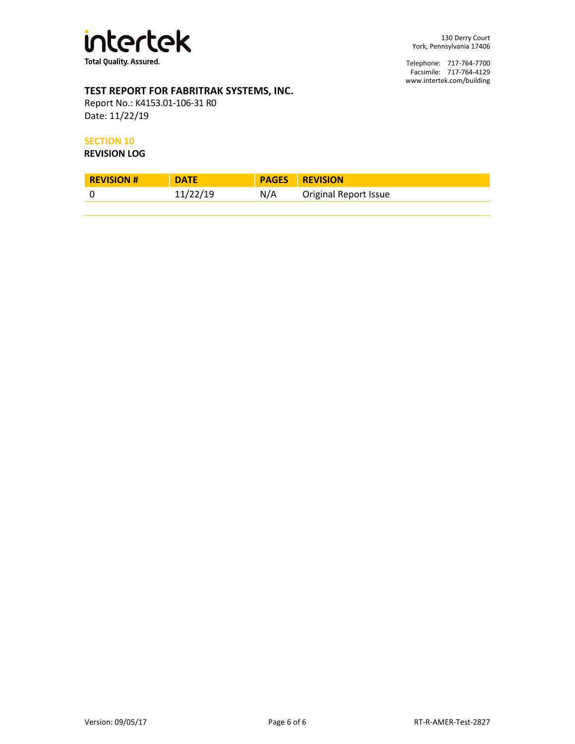**TEST REPORT FOR FABRITRAK SYSTEMS, INC.**
Report No.: K4153.01-106-31 R0
Date: 11/22/19

## SECTION 10
## REVISION LOG

| REVISION # | DATE | PAGES | REVISION |
|---|---|---|---|
| 0 | 11/22/19 | N/A | Original Report Issue |